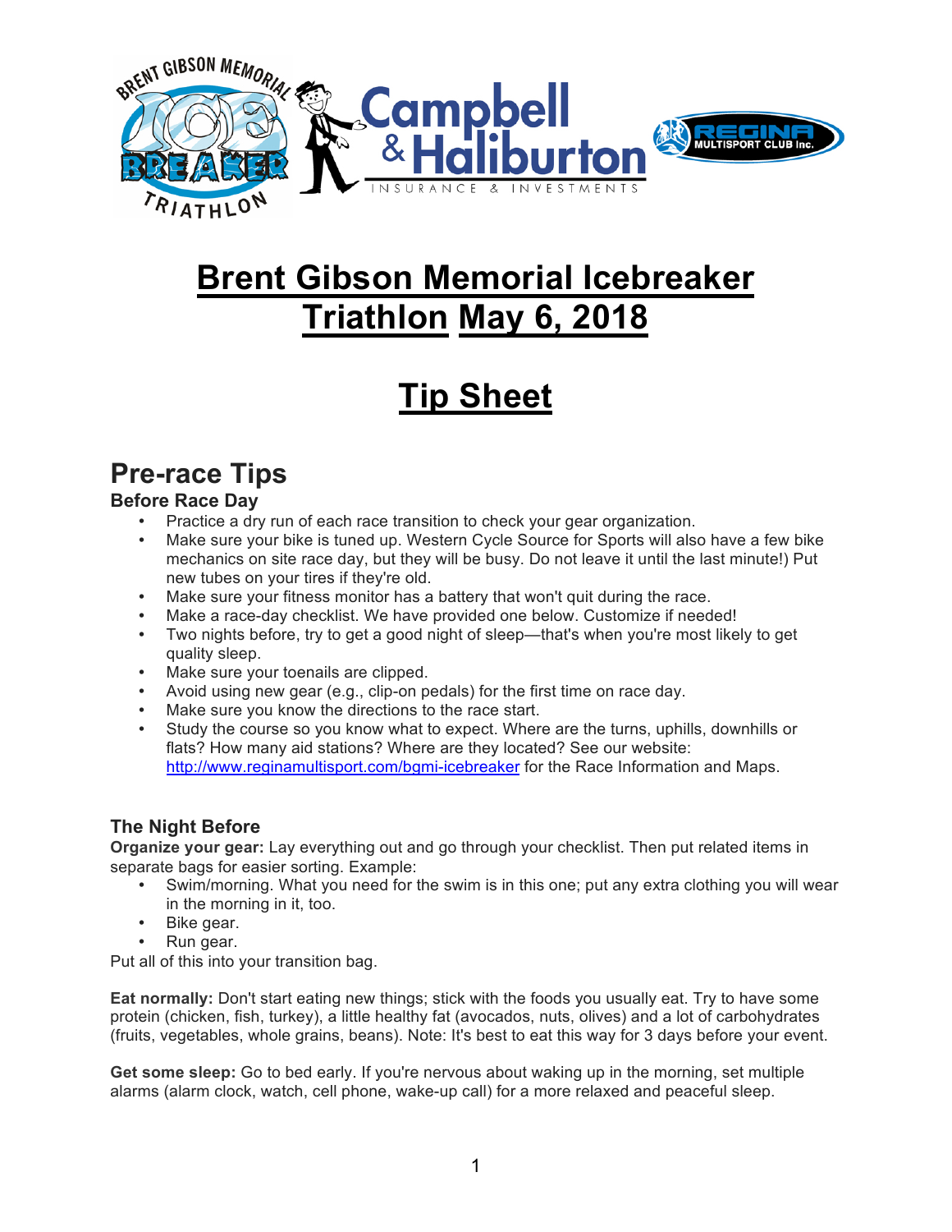# Brent Gibson Memorial Icebreaker Triathlon May 6, 2018

# Tip Sheet

## Pre-race Tips

### Before Race Day

- Practice a dry run of each race transition to check your gear organization.
- Make sure your bike is tuned up. Western Cycle Source for Sports will also have a few bike mechanics on site race day, but they will be busy. Do not leave it until the last minute!) Put new tubes on your tires if they're old.
- Make sure your fitness monitor has a battery that won't quit during the race.
- Make a race-day checklist. We have provided one below. Customize if needed!
- Two nights before, try to get a good night of sleep—that's when you're most likely to get quality sleep.
- Make sure your toenails are clipped.
- Avoid using new gear (e.g., clip-on pedals) for the first time on race day.
- Make sure you know the directions to the race start.
- Study the course so you know what to expect. Where are the turns, uphills, downhills or flats? How many aid stations? Where are they located? See our website: [http://www.reginamultisport.com/bgmi-icebreaker](http://www.reginamultisport.com/bgmi-icebreaker) for the Race Information and Maps.

### The Night Before

**Organize your gear:** Lay everything out and go through your checklist. Then put related items in separate bags for easier sorting. Example:

- Swim/morning. What you need for the swim is in this one; put any extra clothing you will wear in the morning in it, too.
- Bike gear.
- Run gear.

Put all of this into your transition bag.

**Eat normally:** Don't start eating new things; stick with the foods you usually eat. Try to have some protein (chicken, fish, turkey), a little healthy fat (avocados, nuts, olives) and a lot of carbohydrates (fruits, vegetables, whole grains, beans). Note: It's best to eat this way for 3 days before your event.

**Get some sleep:** Go to bed early. If you're nervous about waking up in the morning, set multiple alarms (alarm clock, watch, cell phone, wake-up call) for a more relaxed and peaceful sleep.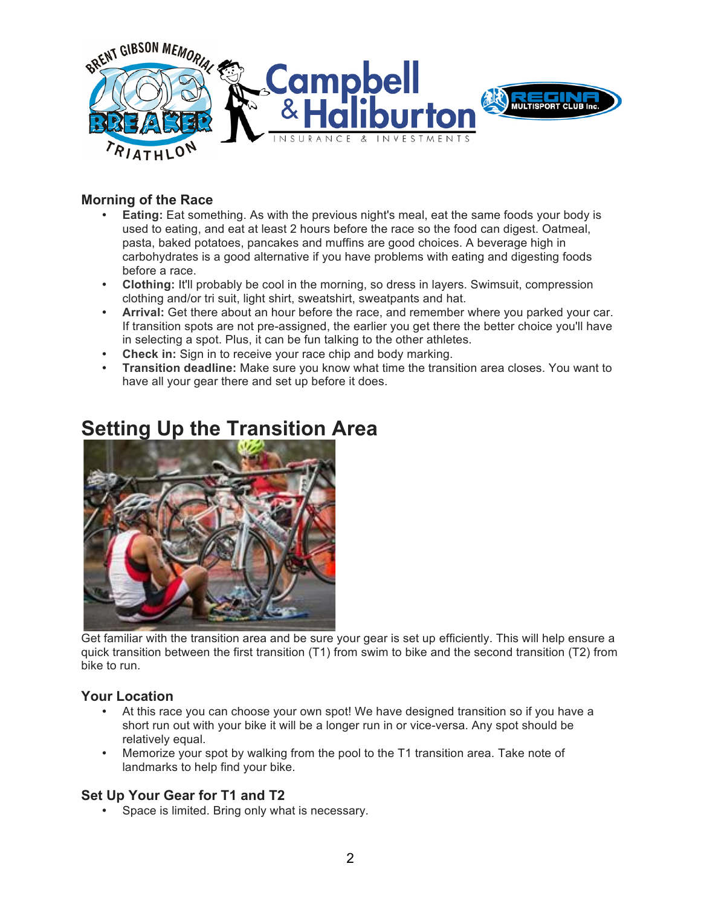## Morning of the Race

- **Eating:** Eat something. As with the previous night's meal, eat the same foods your body is used to eating, and eat at least 2 hours before the race so the food can digest. Oatmeal, pasta, baked potatoes, pancakes and muffins are good choices. A beverage high in carbohydrates is a good alternative if you have problems with eating and digesting foods before a race.
- **Clothing:** It'll probably be cool in the morning, so dress in layers. Swimsuit, compression clothing and/or tri suit, light shirt, sweatshirt, sweatpants and hat.
- **Arrival:** Get there about an hour before the race, and remember where you parked your car. If transition spots are not pre-assigned, the earlier you get there the better choice you'll have in selecting a spot. Plus, it can be fun talking to the other athletes.
- **Check in:** Sign in to receive your race chip and body marking.
- **Transition deadline:** Make sure you know what time the transition area closes. You want to have all your gear there and set up before it does.

# Setting Up the Transition Area

Get familiar with the transition area and be sure your gear is set up efficiently. This will help ensure a quick transition between the first transition (T1) from swim to bike and the second transition (T2) from bike to run.

## Your Location

- At this race you can choose your own spot! We have designed transition so if you have a short run out with your bike it will be a longer run in or vice-versa. Any spot should be relatively equal.
- Memorize your spot by walking from the pool to the T1 transition area. Take note of landmarks to help find your bike.

## Set Up Your Gear for T1 and T2

- Space is limited. Bring only what is necessary.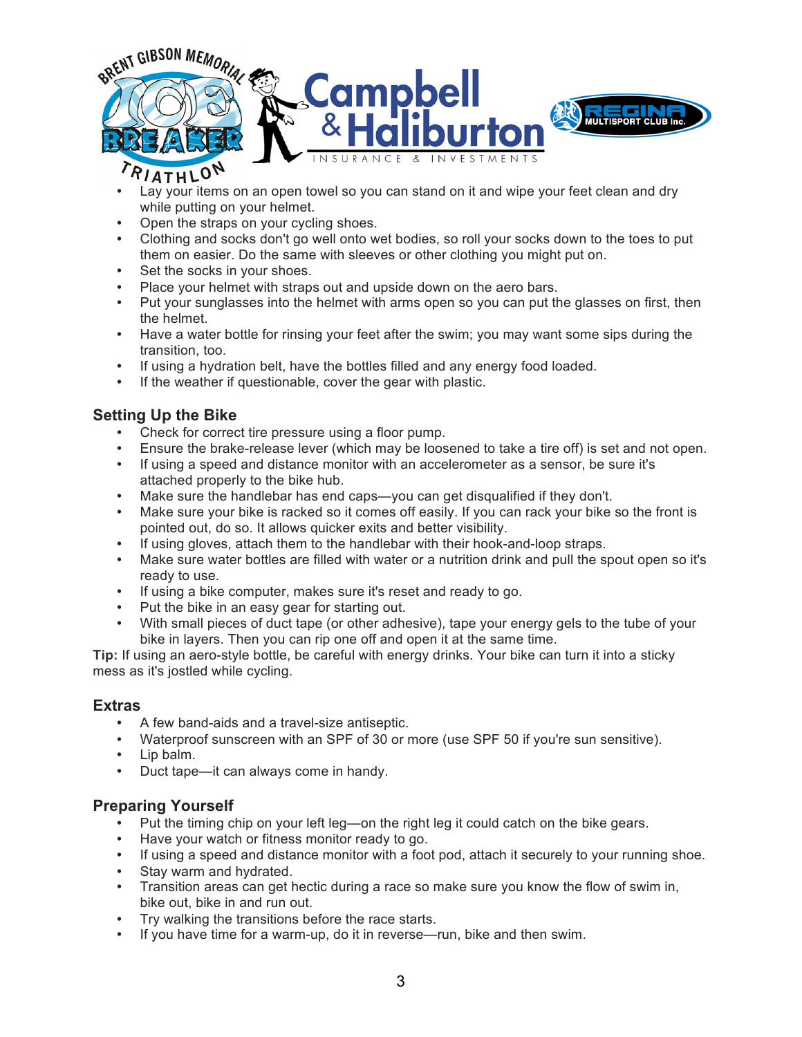- Lay your items on an open towel so you can stand on it and wipe your feet clean and dry while putting on your helmet.
- Open the straps on your cycling shoes.
- Clothing and socks don't go well onto wet bodies, so roll your socks down to the toes to put them on easier. Do the same with sleeves or other clothing you might put on.
- Set the socks in your shoes.
- Place your helmet with straps out and upside down on the aero bars.
- Put your sunglasses into the helmet with arms open so you can put the glasses on first, then the helmet.
- Have a water bottle for rinsing your feet after the swim; you may want some sips during the transition, too.
- If using a hydration belt, have the bottles filled and any energy food loaded.
- If the weather if questionable, cover the gear with plastic.

## Setting Up the Bike

- Check for correct tire pressure using a floor pump.
- Ensure the brake-release lever (which may be loosened to take a tire off) is set and not open.
- If using a speed and distance monitor with an accelerometer as a sensor, be sure it's attached properly to the bike hub.
- Make sure the handlebar has end caps—you can get disqualified if they don't.
- Make sure your bike is racked so it comes off easily. If you can rack your bike so the front is pointed out, do so. It allows quicker exits and better visibility.
- If using gloves, attach them to the handlebar with their hook-and-loop straps.
- Make sure water bottles are filled with water or a nutrition drink and pull the spout open so it's ready to use.
- If using a bike computer, makes sure it's reset and ready to go.
- Put the bike in an easy gear for starting out.
- With small pieces of duct tape (or other adhesive), tape your energy gels to the tube of your bike in layers. Then you can rip one off and open it at the same time.

**Tip:** If using an aero-style bottle, be careful with energy drinks. Your bike can turn it into a sticky mess as it's jostled while cycling.

## Extras

- A few band-aids and a travel-size antiseptic.
- Waterproof sunscreen with an SPF of 30 or more (use SPF 50 if you're sun sensitive).
- Lip balm.
- Duct tape—it can always come in handy.

## Preparing Yourself

- Put the timing chip on your left leg—on the right leg it could catch on the bike gears.
- Have your watch or fitness monitor ready to go.
- If using a speed and distance monitor with a foot pod, attach it securely to your running shoe.
- Stay warm and hydrated.
- Transition areas can get hectic during a race so make sure you know the flow of swim in, bike out, bike in and run out.
- Try walking the transitions before the race starts.
- If you have time for a warm-up, do it in reverse—run, bike and then swim.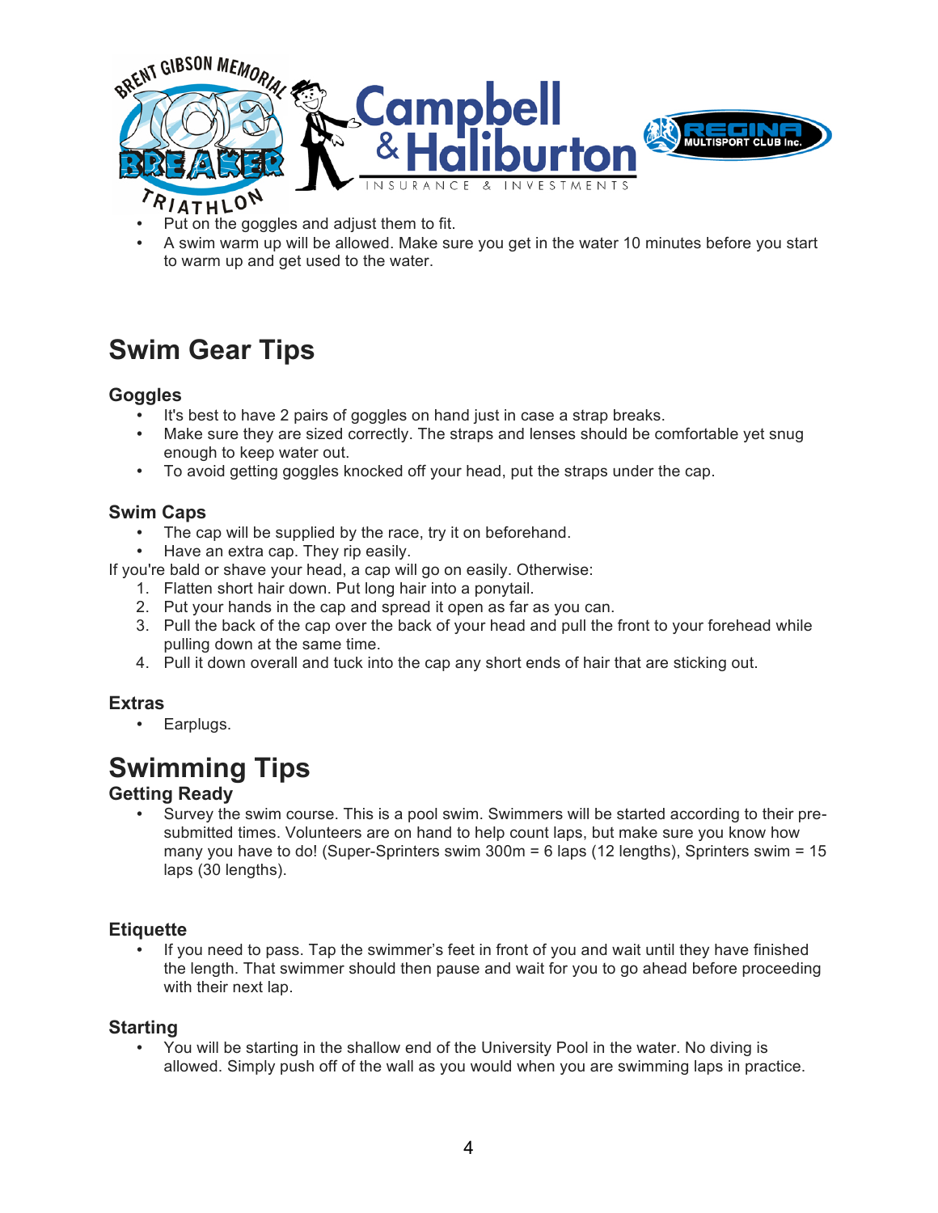- Put on the goggles and adjust them to fit.
- A swim warm up will be allowed. Make sure you get in the water 10 minutes before you start to warm up and get used to the water.

## Swim Gear Tips

### Goggles

- It's best to have 2 pairs of goggles on hand just in case a strap breaks.
- Make sure they are sized correctly. The straps and lenses should be comfortable yet snug enough to keep water out.
- To avoid getting goggles knocked off your head, put the straps under the cap.

### Swim Caps

- The cap will be supplied by the race, try it on beforehand.
- Have an extra cap. They rip easily.

If you're bald or shave your head, a cap will go on easily. Otherwise:

1. Flatten short hair down. Put long hair into a ponytail.
2. Put your hands in the cap and spread it open as far as you can.
3. Pull the back of the cap over the back of your head and pull the front to your forehead while pulling down at the same time.
4. Pull it down overall and tuck into the cap any short ends of hair that are sticking out.

### Extras

- Earplugs.

## Swimming Tips

### Getting Ready

- Survey the swim course. This is a pool swim. Swimmers will be started according to their pre-submitted times. Volunteers are on hand to help count laps, but make sure you know how many you have to do! (Super-Sprinters swim 300m = 6 laps (12 lengths), Sprinters swim = 15 laps (30 lengths).

### Etiquette

- If you need to pass. Tap the swimmer's feet in front of you and wait until they have finished the length. That swimmer should then pause and wait for you to go ahead before proceeding with their next lap.

### Starting

- You will be starting in the shallow end of the University Pool in the water. No diving is allowed. Simply push off of the wall as you would when you are swimming laps in practice.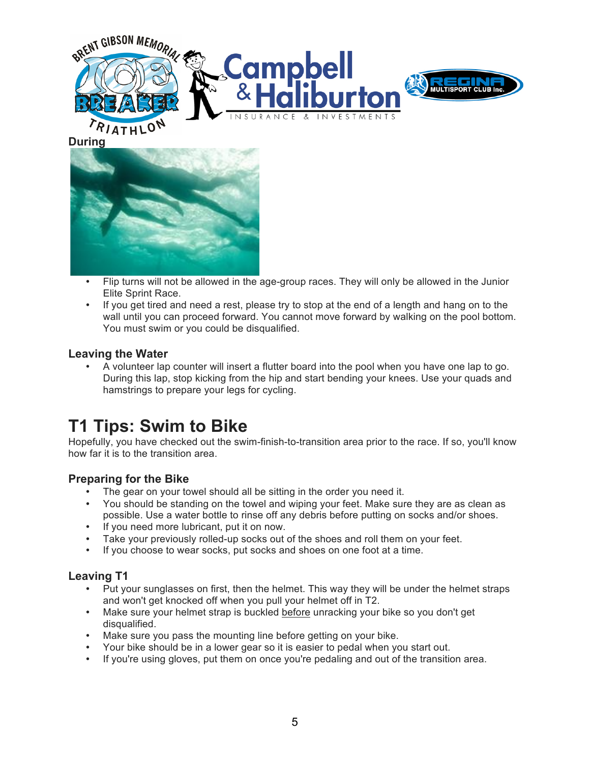**During**

- Flip turns will not be allowed in the age-group races. They will only be allowed in the Junior Elite Sprint Race.
- If you get tired and need a rest, please try to stop at the end of a length and hang on to the wall until you can proceed forward. You cannot move forward by walking on the pool bottom. You must swim or you could be disqualified.

### Leaving the Water

- A volunteer lap counter will insert a flutter board into the pool when you have one lap to go. During this lap, stop kicking from the hip and start bending your knees. Use your quads and hamstrings to prepare your legs for cycling.

## T1 Tips: Swim to Bike

Hopefully, you have checked out the swim-finish-to-transition area prior to the race. If so, you'll know how far it is to the transition area.

### Preparing for the Bike

- The gear on your towel should all be sitting in the order you need it.
- You should be standing on the towel and wiping your feet. Make sure they are as clean as possible. Use a water bottle to rinse off any debris before putting on socks and/or shoes.
- If you need more lubricant, put it on now.
- Take your previously rolled-up socks out of the shoes and roll them on your feet.
- If you choose to wear socks, put socks and shoes on one foot at a time.

### Leaving T1

- Put your sunglasses on first, then the helmet. This way they will be under the helmet straps and won't get knocked off when you pull your helmet off in T2.
- Make sure your helmet strap is buckled before unracking your bike so you don't get disqualified.
- Make sure you pass the mounting line before getting on your bike.
- Your bike should be in a lower gear so it is easier to pedal when you start out.
- If you're using gloves, put them on once you're pedaling and out of the transition area.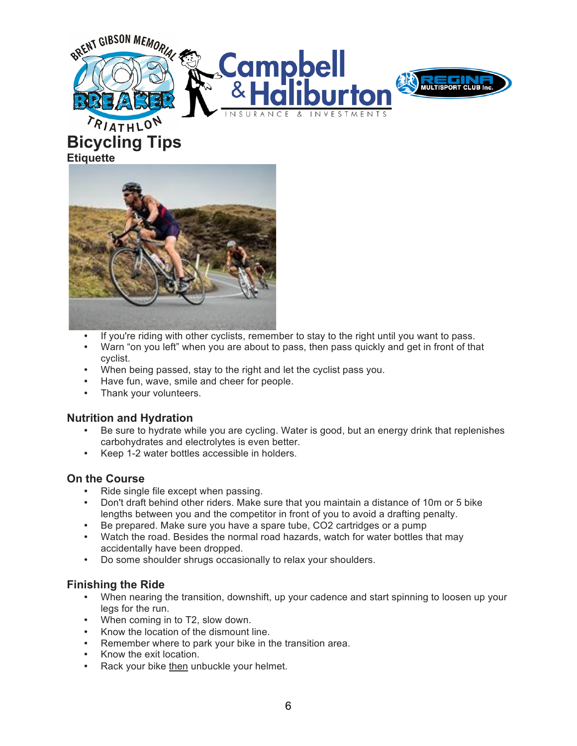# Bicycling Tips

## Etiquette

- If you're riding with other cyclists, remember to stay to the right until you want to pass.
- Warn "on you left" when you are about to pass, then pass quickly and get in front of that cyclist.
- When being passed, stay to the right and let the cyclist pass you.
- Have fun, wave, smile and cheer for people.
- Thank your volunteers.

## Nutrition and Hydration

- Be sure to hydrate while you are cycling. Water is good, but an energy drink that replenishes carbohydrates and electrolytes is even better.
- Keep 1-2 water bottles accessible in holders.

## On the Course

- Ride single file except when passing.
- Don't draft behind other riders. Make sure that you maintain a distance of 10m or 5 bike lengths between you and the competitor in front of you to avoid a drafting penalty.
- Be prepared. Make sure you have a spare tube, CO2 cartridges or a pump
- Watch the road. Besides the normal road hazards, watch for water bottles that may accidentally have been dropped.
- Do some shoulder shrugs occasionally to relax your shoulders.

## Finishing the Ride

- When nearing the transition, downshift, up your cadence and start spinning to loosen up your legs for the run.
- When coming in to T2, slow down.
- Know the location of the dismount line.
- Remember where to park your bike in the transition area.
- Know the exit location.
- Rack your bike <u>then</u> unbuckle your helmet.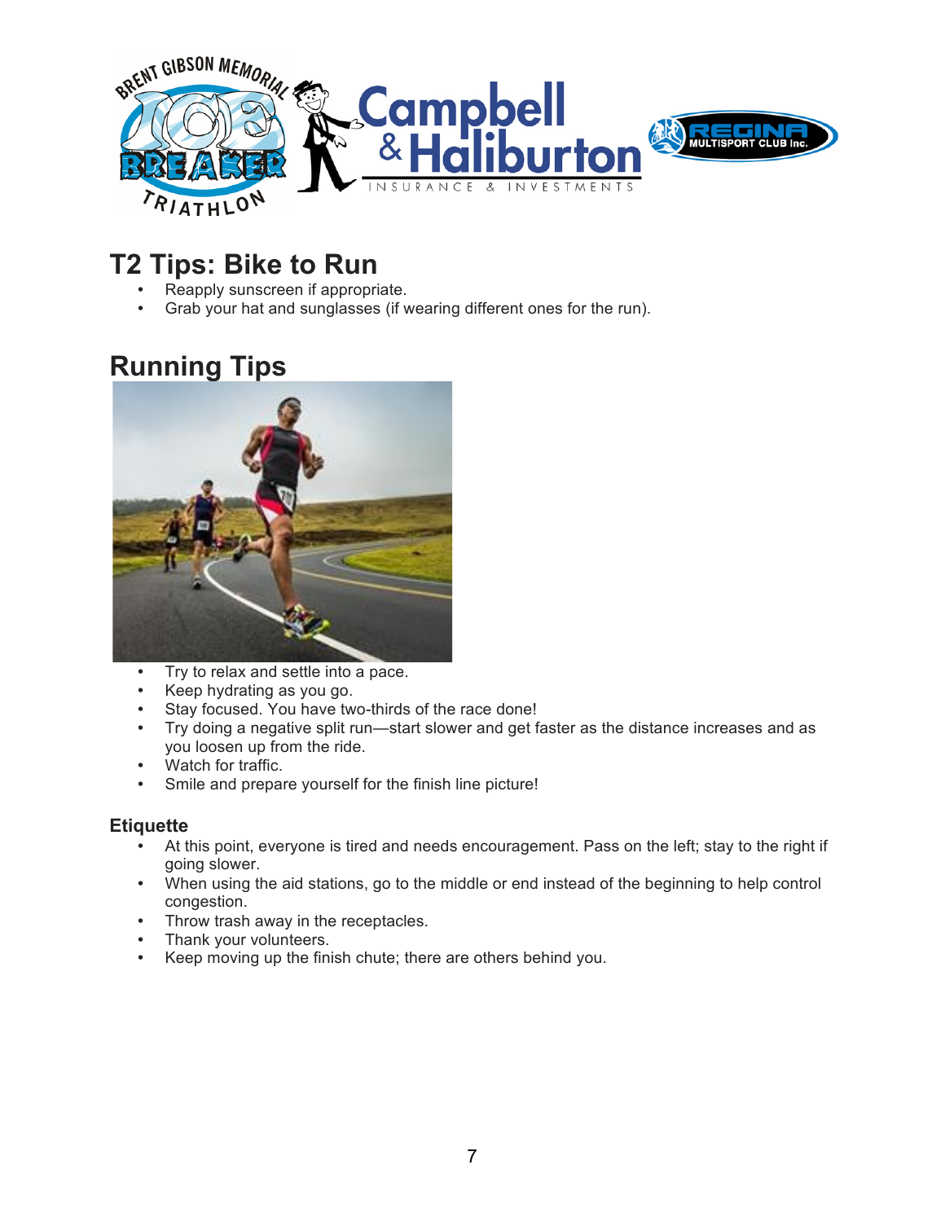## T2 Tips: Bike to Run

- Reapply sunscreen if appropriate.
- Grab your hat and sunglasses (if wearing different ones for the run).

## Running Tips

- Try to relax and settle into a pace.
- Keep hydrating as you go.
- Stay focused. You have two-thirds of the race done!
- Try doing a negative split run—start slower and get faster as the distance increases and as you loosen up from the ride.
- Watch for traffic.
- Smile and prepare yourself for the finish line picture!

### Etiquette

- At this point, everyone is tired and needs encouragement. Pass on the left; stay to the right if going slower.
- When using the aid stations, go to the middle or end instead of the beginning to help control congestion.
- Throw trash away in the receptacles.
- Thank your volunteers.
- Keep moving up the finish chute; there are others behind you.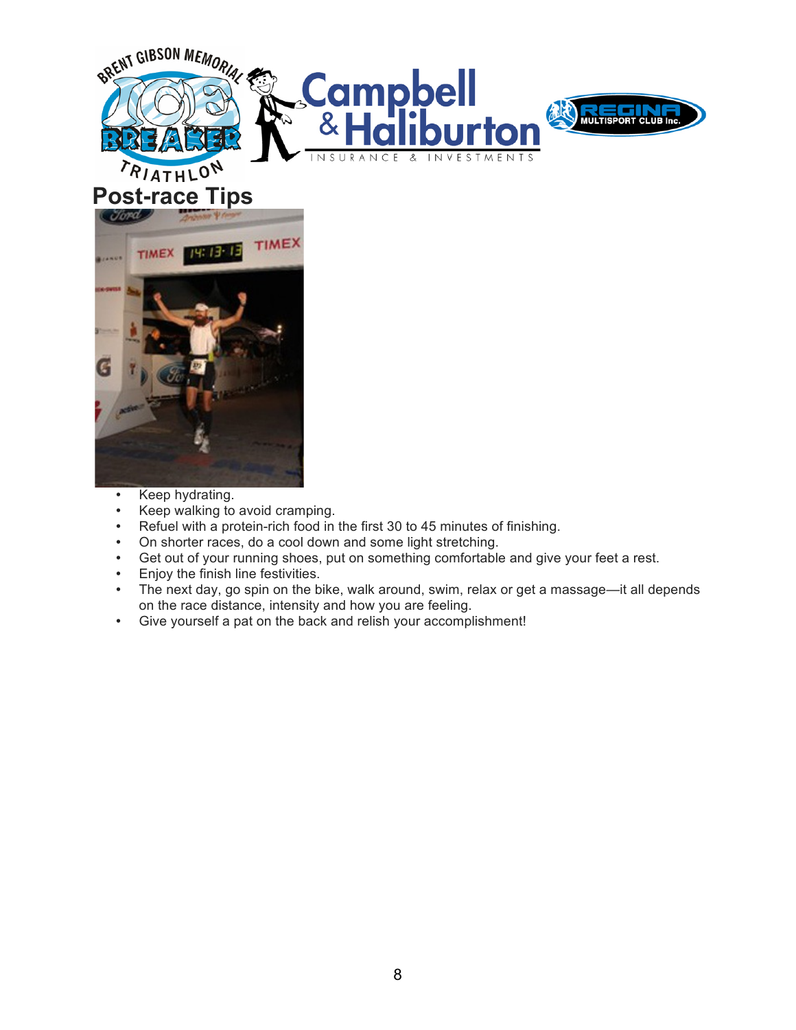## Post-race Tips

- Keep hydrating.
- Keep walking to avoid cramping.
- Refuel with a protein-rich food in the first 30 to 45 minutes of finishing.
- On shorter races, do a cool down and some light stretching.
- Get out of your running shoes, put on something comfortable and give your feet a rest.
- Enjoy the finish line festivities.
- The next day, go spin on the bike, walk around, swim, relax or get a massage—it all depends on the race distance, intensity and how you are feeling.
- Give yourself a pat on the back and relish your accomplishment!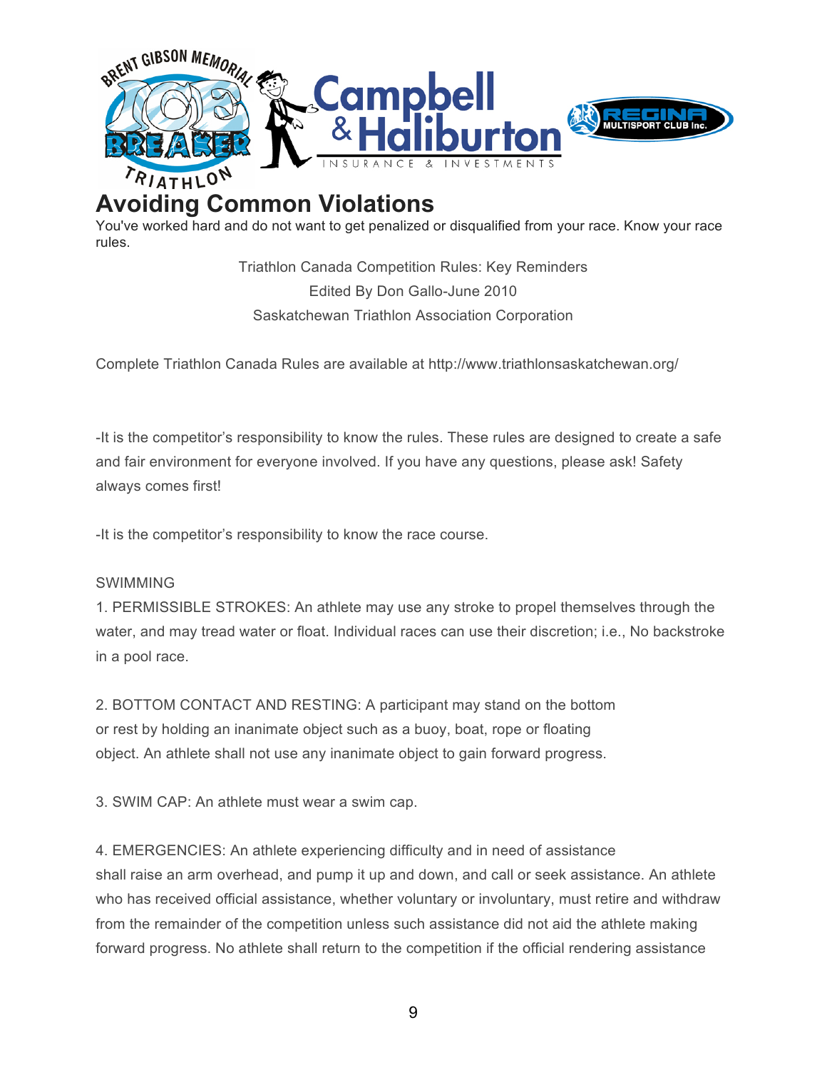# Avoiding Common Violations

You've worked hard and do not want to get penalized or disqualified from your race. Know your race rules.

Triathlon Canada Competition Rules: Key Reminders
Edited By Don Gallo-June 2010
Saskatchewan Triathlon Association Corporation

Complete Triathlon Canada Rules are available at http://www.triathlonsaskatchewan.org/

-It is the competitor's responsibility to know the rules. These rules are designed to create a safe and fair environment for everyone involved. If you have any questions, please ask! Safety always comes first!

-It is the competitor's responsibility to know the race course.

SWIMMING

1. PERMISSIBLE STROKES: An athlete may use any stroke to propel themselves through the water, and may tread water or float. Individual races can use their discretion; i.e., No backstroke in a pool race.

2. BOTTOM CONTACT AND RESTING: A participant may stand on the bottom or rest by holding an inanimate object such as a buoy, boat, rope or floating object. An athlete shall not use any inanimate object to gain forward progress.

3. SWIM CAP: An athlete must wear a swim cap.

4. EMERGENCIES: An athlete experiencing difficulty and in need of assistance shall raise an arm overhead, and pump it up and down, and call or seek assistance. An athlete who has received official assistance, whether voluntary or involuntary, must retire and withdraw from the remainder of the competition unless such assistance did not aid the athlete making forward progress. No athlete shall return to the competition if the official rendering assistance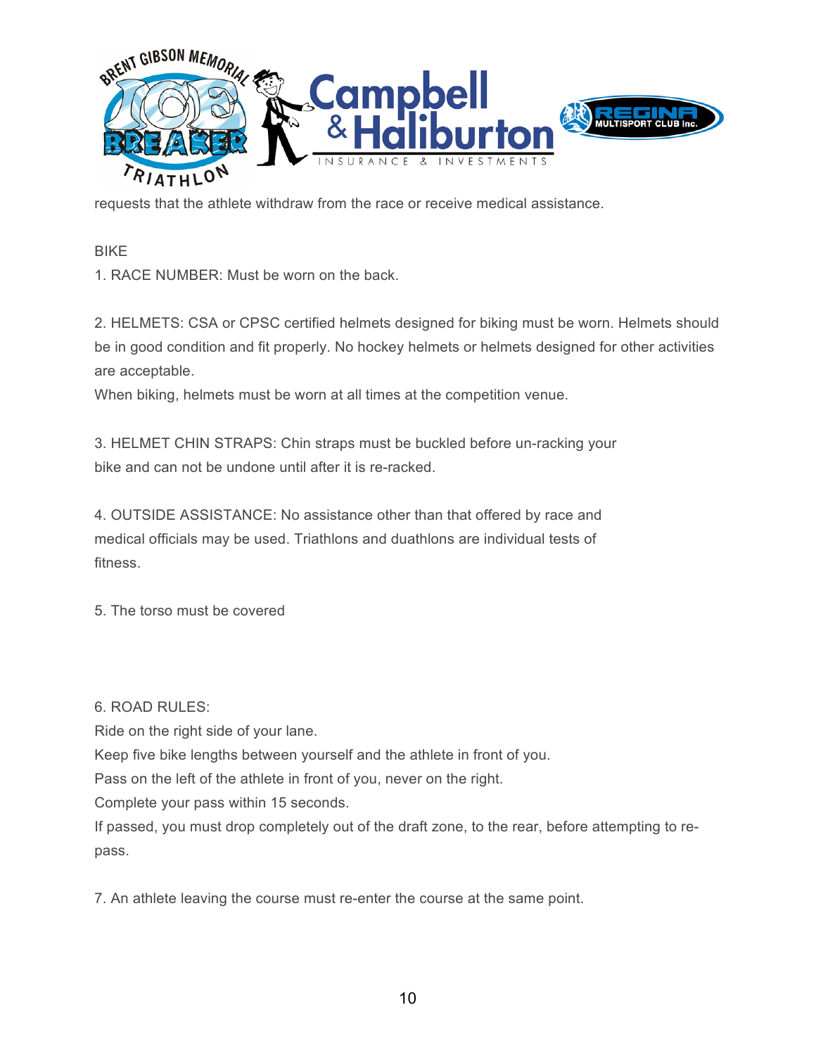requests that the athlete withdraw from the race or receive medical assistance.

BIKE

1. RACE NUMBER: Must be worn on the back.

2. HELMETS: CSA or CPSC certified helmets designed for biking must be worn. Helmets should be in good condition and fit properly. No hockey helmets or helmets designed for other activities are acceptable.
When biking, helmets must be worn at all times at the competition venue.

3. HELMET CHIN STRAPS: Chin straps must be buckled before un-racking your bike and can not be undone until after it is re-racked.

4. OUTSIDE ASSISTANCE: No assistance other than that offered by race and medical officials may be used. Triathlons and duathlons are individual tests of fitness.

5. The torso must be covered

6. ROAD RULES:
Ride on the right side of your lane.
Keep five bike lengths between yourself and the athlete in front of you.
Pass on the left of the athlete in front of you, never on the right.
Complete your pass within 15 seconds.
If passed, you must drop completely out of the draft zone, to the rear, before attempting to re-pass.

7. An athlete leaving the course must re-enter the course at the same point.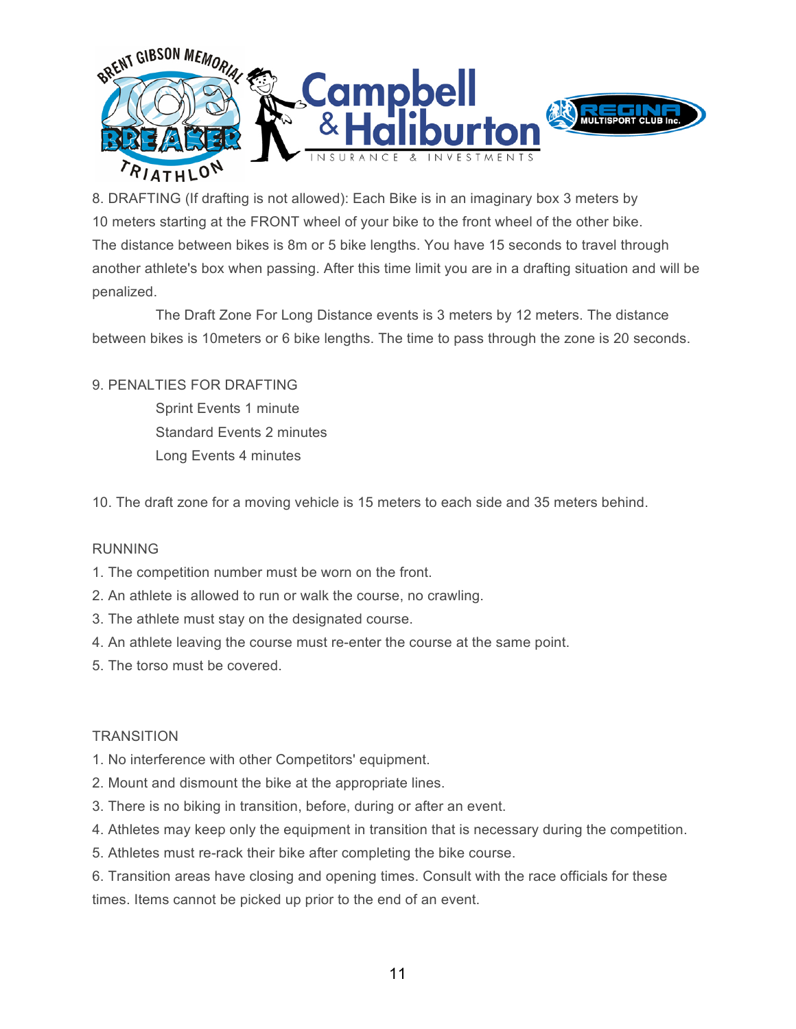8. DRAFTING (If drafting is not allowed): Each Bike is in an imaginary box 3 meters by 10 meters starting at the FRONT wheel of your bike to the front wheel of the other bike. The distance between bikes is 8m or 5 bike lengths. You have 15 seconds to travel through another athlete's box when passing. After this time limit you are in a drafting situation and will be penalized.

The Draft Zone For Long Distance events is 3 meters by 12 meters. The distance between bikes is 10meters or 6 bike lengths. The time to pass through the zone is 20 seconds.

9. PENALTIES FOR DRAFTING

Sprint Events 1 minute
Standard Events 2 minutes
Long Events 4 minutes

10. The draft zone for a moving vehicle is 15 meters to each side and 35 meters behind.

RUNNING

1. The competition number must be worn on the front.
2. An athlete is allowed to run or walk the course, no crawling.
3. The athlete must stay on the designated course.
4. An athlete leaving the course must re-enter the course at the same point.
5. The torso must be covered.

TRANSITION

1. No interference with other Competitors' equipment.
2. Mount and dismount the bike at the appropriate lines.
3. There is no biking in transition, before, during or after an event.
4. Athletes may keep only the equipment in transition that is necessary during the competition.
5. Athletes must re-rack their bike after completing the bike course.
6. Transition areas have closing and opening times. Consult with the race officials for these times. Items cannot be picked up prior to the end of an event.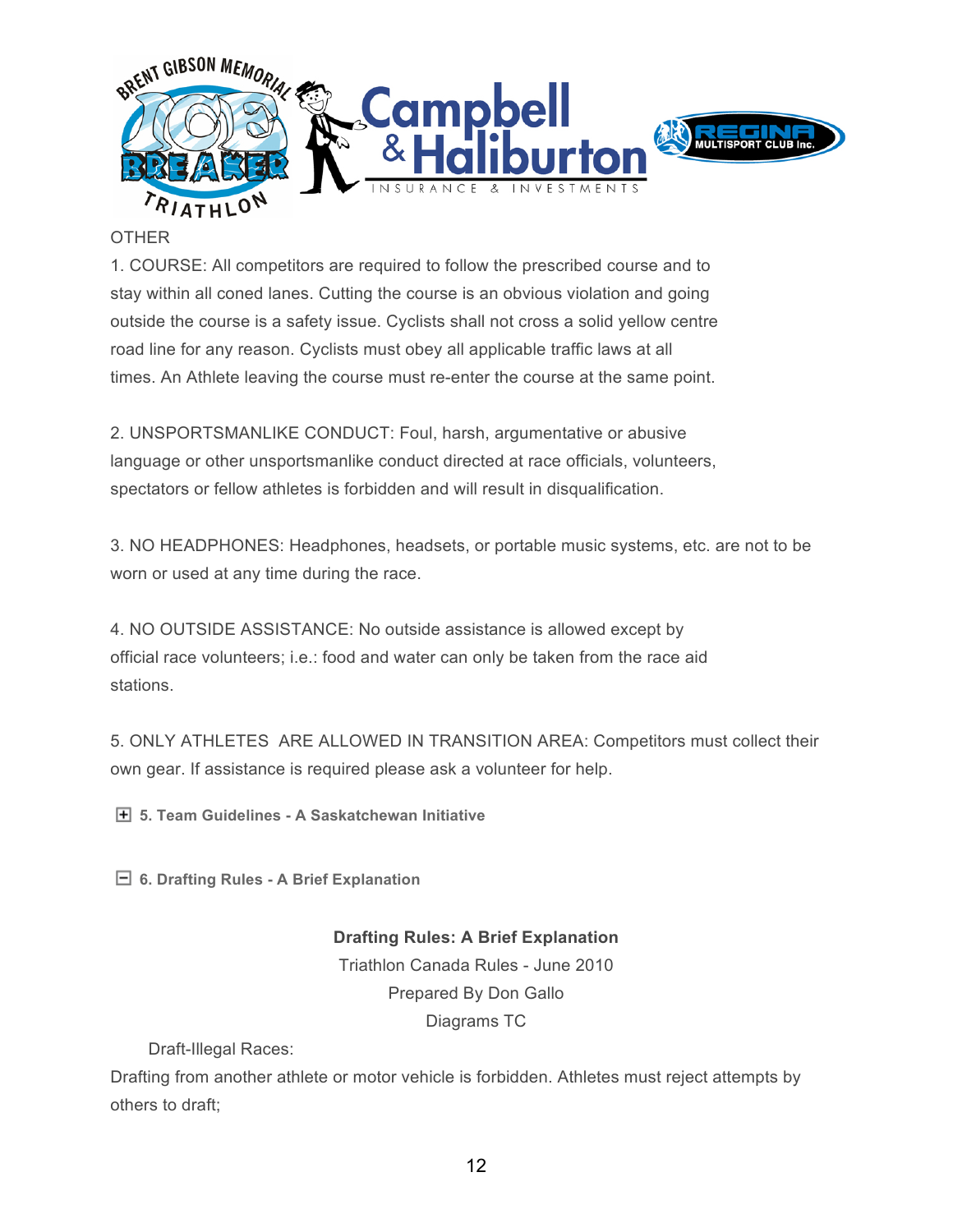OTHER

1. COURSE: All competitors are required to follow the prescribed course and to stay within all coned lanes. Cutting the course is an obvious violation and going outside the course is a safety issue. Cyclists shall not cross a solid yellow centre road line for any reason. Cyclists must obey all applicable traffic laws at all times. An Athlete leaving the course must re-enter the course at the same point.

2. UNSPORTSMANLIKE CONDUCT: Foul, harsh, argumentative or abusive language or other unsportsmanlike conduct directed at race officials, volunteers, spectators or fellow athletes is forbidden and will result in disqualification.

3. NO HEADPHONES: Headphones, headsets, or portable music systems, etc. are not to be worn or used at any time during the race.

4. NO OUTSIDE ASSISTANCE: No outside assistance is allowed except by official race volunteers; i.e.: food and water can only be taken from the race aid stations.

5. ONLY ATHLETES ARE ALLOWED IN TRANSITION AREA: Competitors must collect their own gear. If assistance is required please ask a volunteer for help.

**5. Team Guidelines - A Saskatchewan Initiative**

**6. Drafting Rules - A Brief Explanation**

**Drafting Rules: A Brief Explanation**

Triathlon Canada Rules - June 2010

Prepared By Don Gallo

Diagrams TC

Draft-Illegal Races:

Drafting from another athlete or motor vehicle is forbidden. Athletes must reject attempts by others to draft;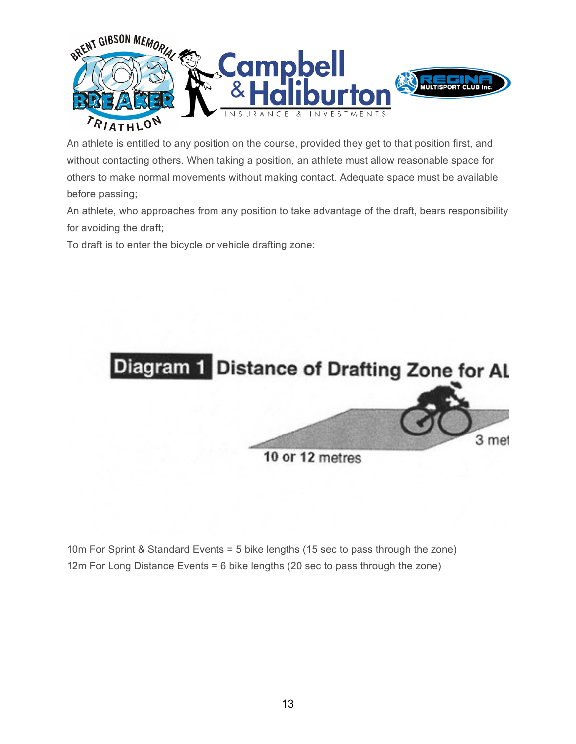An athlete is entitled to any position on the course, provided they get to that position first, and without contacting others. When taking a position, an athlete must allow reasonable space for others to make normal movements without making contact. Adequate space must be available before passing;

An athlete, who approaches from any position to take advantage of the draft, bears responsibility for avoiding the draft;

To draft is to enter the bicycle or vehicle drafting zone:

**Diagram 1** Distance of Drafting Zone for AL

10 or 12 metres

3 met

10m For Sprint & Standard Events = 5 bike lengths (15 sec to pass through the zone)

12m For Long Distance Events = 6 bike lengths (20 sec to pass through the zone)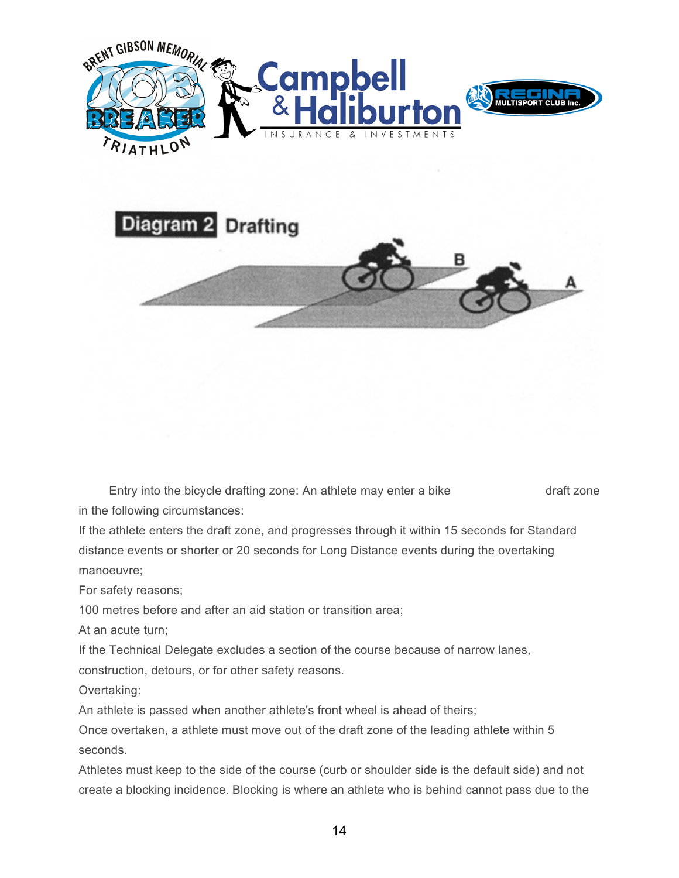Diagram 2 Drafting

Entry into the bicycle drafting zone: An athlete may enter a bike draft zone in the following circumstances:

If the athlete enters the draft zone, and progresses through it within 15 seconds for Standard distance events or shorter or 20 seconds for Long Distance events during the overtaking manoeuvre;

For safety reasons;

100 metres before and after an aid station or transition area;

At an acute turn;

If the Technical Delegate excludes a section of the course because of narrow lanes, construction, detours, or for other safety reasons.

Overtaking:

An athlete is passed when another athlete's front wheel is ahead of theirs;

Once overtaken, a athlete must move out of the draft zone of the leading athlete within 5 seconds.

Athletes must keep to the side of the course (curb or shoulder side is the default side) and not create a blocking incidence. Blocking is where an athlete who is behind cannot pass due to the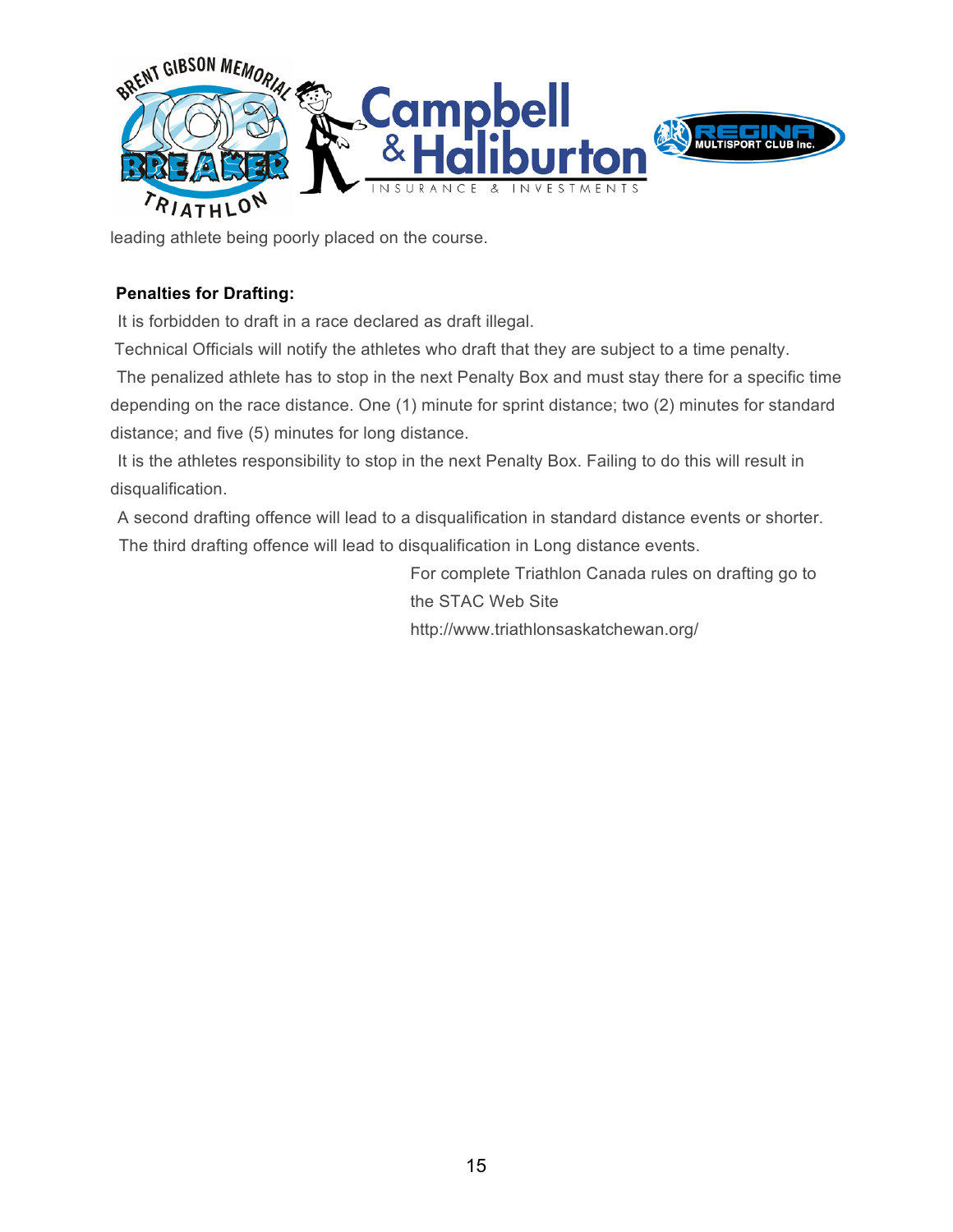leading athlete being poorly placed on the course.

**Penalties for Drafting:**

It is forbidden to draft in a race declared as draft illegal.

Technical Officials will notify the athletes who draft that they are subject to a time penalty.

The penalized athlete has to stop in the next Penalty Box and must stay there for a specific time depending on the race distance. One (1) minute for sprint distance; two (2) minutes for standard distance; and five (5) minutes for long distance.

It is the athletes responsibility to stop in the next Penalty Box. Failing to do this will result in disqualification.

A second drafting offence will lead to a disqualification in standard distance events or shorter.

The third drafting offence will lead to disqualification in Long distance events.

For complete Triathlon Canada rules on drafting go to the STAC Web Site http://www.triathlonsaskatchewan.org/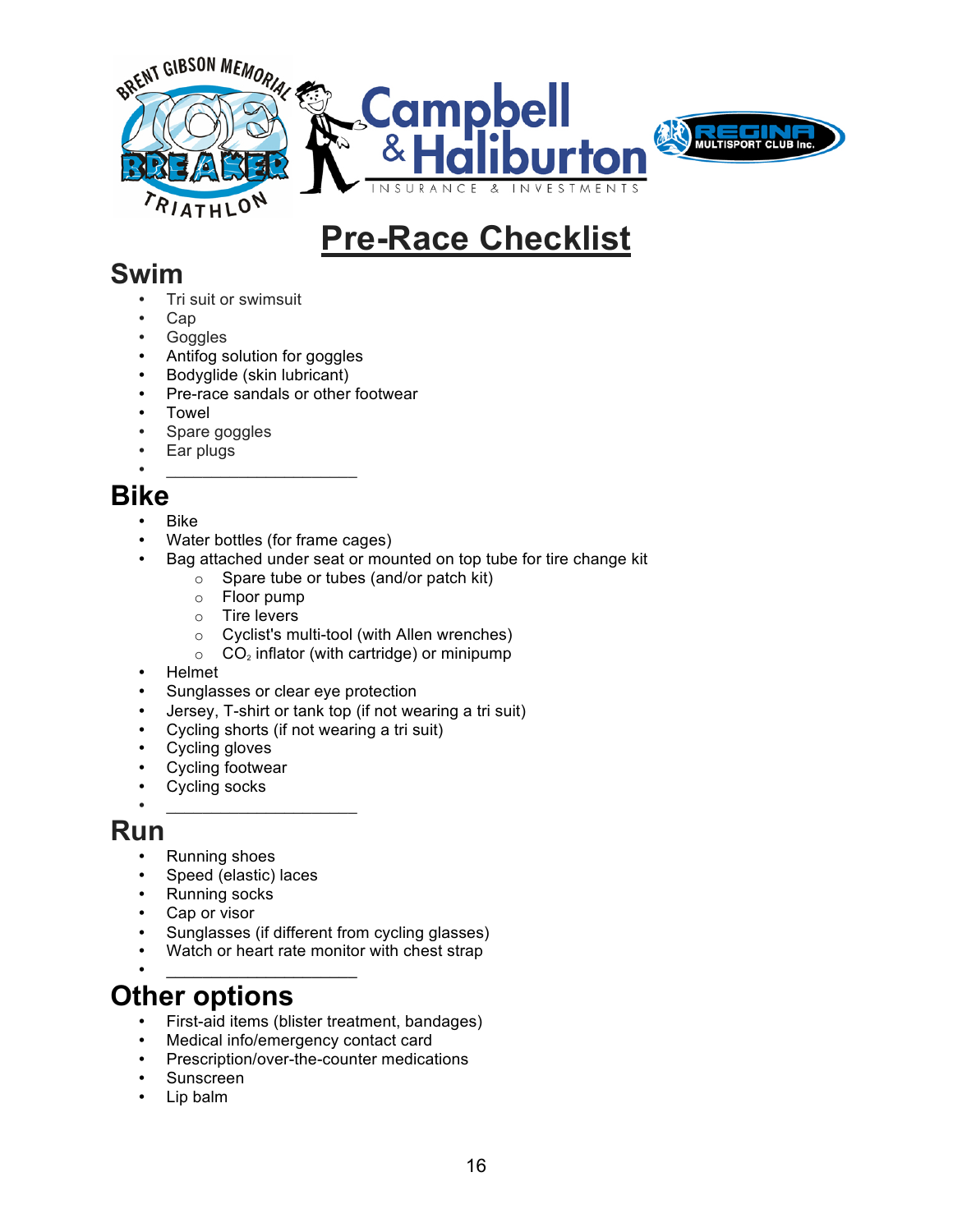# Pre-Race Checklist

## Swim

- Tri suit or swimsuit
- Cap
- Goggles
- Antifog solution for goggles
- Bodyglide (skin lubricant)
- Pre-race sandals or other footwear
- Towel
- Spare goggles
- Ear plugs
- ____________________

## Bike

- Bike
- Water bottles (for frame cages)
- Bag attached under seat or mounted on top tube for tire change kit
  - Spare tube or tubes (and/or patch kit)
  - Floor pump
  - Tire levers
  - Cyclist's multi-tool (with Allen wrenches)
  - $CO_2$ inflator (with cartridge) or minipump
- Helmet
- Sunglasses or clear eye protection
- Jersey, T-shirt or tank top (if not wearing a tri suit)
- Cycling shorts (if not wearing a tri suit)
- Cycling gloves
- Cycling footwear
- Cycling socks
- ____________________

## Run

- Running shoes
- Speed (elastic) laces
- Running socks
- Cap or visor
- Sunglasses (if different from cycling glasses)
- Watch or heart rate monitor with chest strap
- ____________________

## Other options

- First-aid items (blister treatment, bandages)
- Medical info/emergency contact card
- Prescription/over-the-counter medications
- Sunscreen
- Lip balm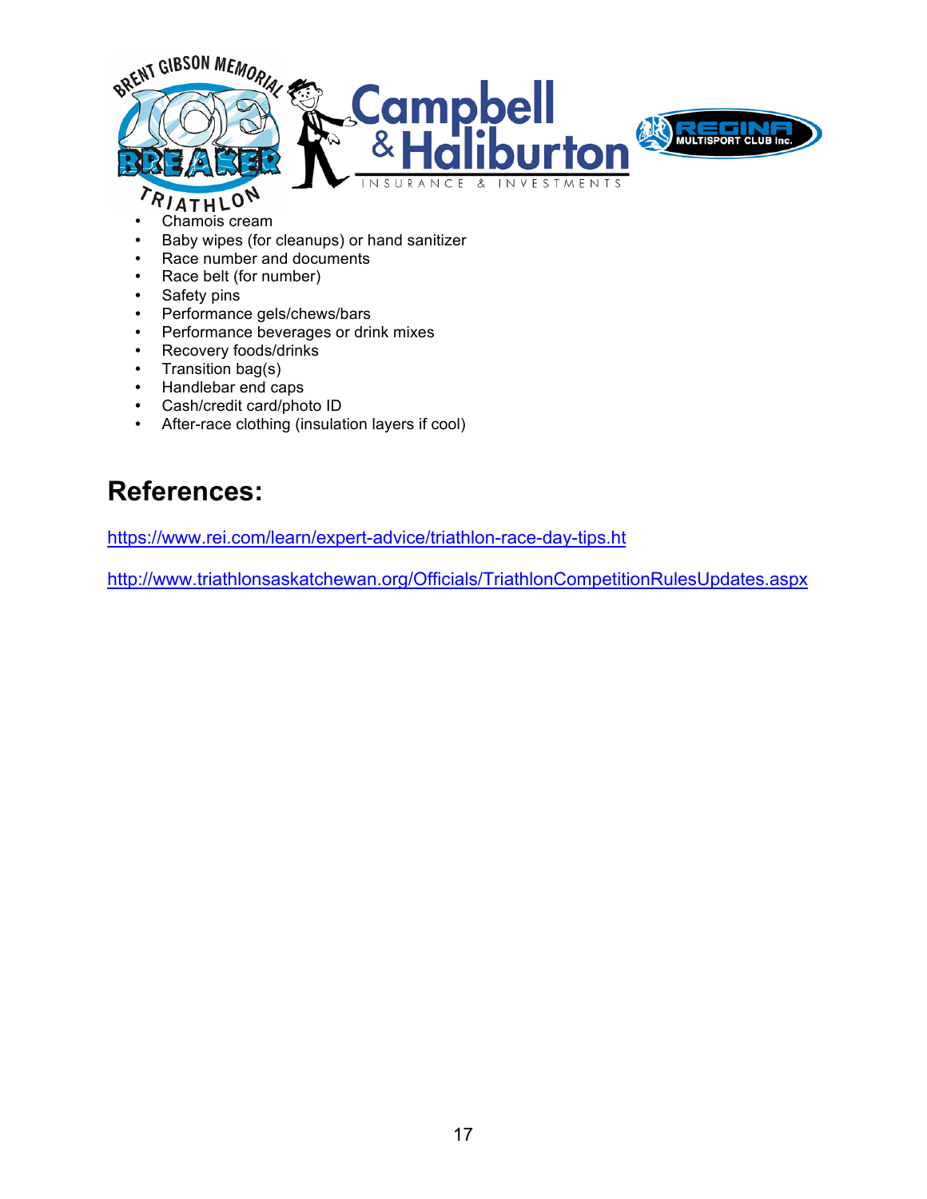- Chamois cream
- Baby wipes (for cleanups) or hand sanitizer
- Race number and documents
- Race belt (for number)
- Safety pins
- Performance gels/chews/bars
- Performance beverages or drink mixes
- Recovery foods/drinks
- Transition bag(s)
- Handlebar end caps
- Cash/credit card/photo ID
- After-race clothing (insulation layers if cool)

## References:

https://www.rei.com/learn/expert-advice/triathlon-race-day-tips.ht

http://www.triathlonsaskatchewan.org/Officials/TriathlonCompetitionRulesUpdates.aspx